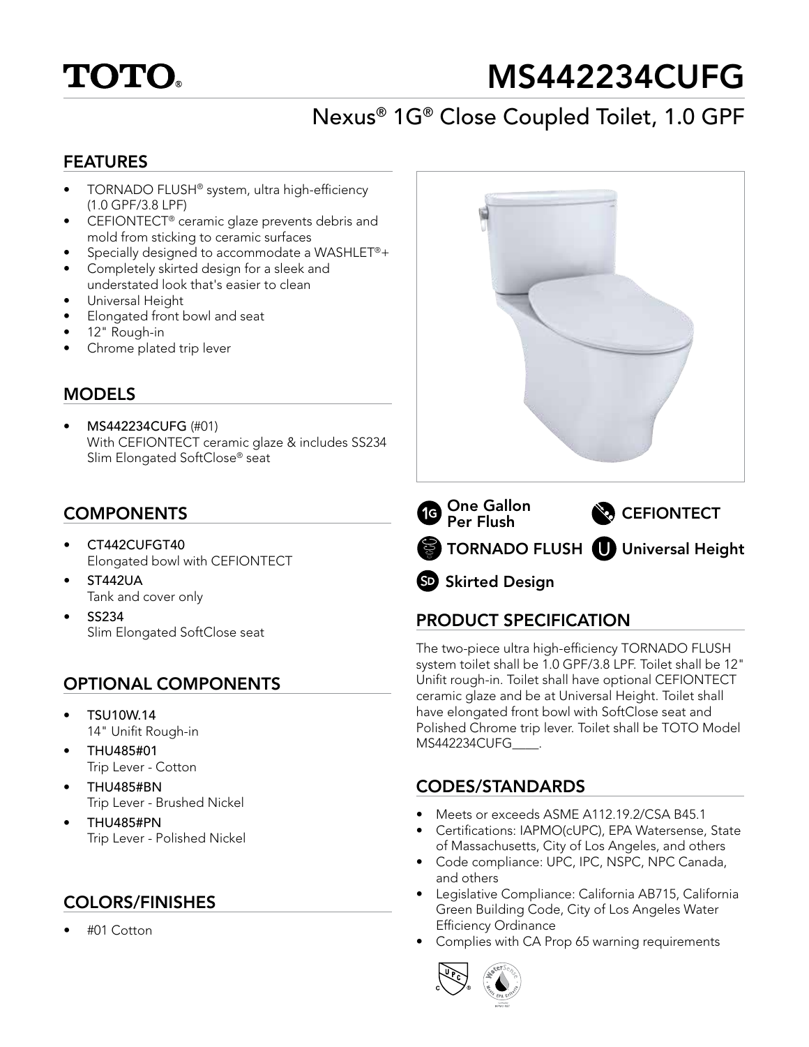# TOTO®

# MS442234CUFG

## Nexus® 1G® Close Coupled Toilet, 1.0 GPF

### FEATURES

- TORNADO FLUSH® system, ultra high-efficiency (1.0 GPF/3.8 LPF)
- CEFIONTECT® ceramic glaze prevents debris and mold from sticking to ceramic surfaces
- Specially designed to accommodate a WASHLET®+
- Completely skirted design for a sleek and understated look that's easier to clean
- Universal Height
- Elongated front bowl and seat
- 12" Rough-in
- Chrome plated trip lever

### MODELS

- **MS442234CUFG** (#01)
  With CEFIONTECT ceramic glaze & includes SS234 Slim Elongated SoftClose® seat

### COMPONENTS

- **CT442CUFGT40**
  Elongated bowl with CEFIONTECT
- **ST442UA**
  Tank and cover only
- **SS234**
  Slim Elongated SoftClose seat

### OPTIONAL COMPONENTS

- **TSU10W.14**
  14" Unifit Rough-in
- **THU485#01**
  Trip Lever - Cotton
- **THU485#BN**
  Trip Lever - Brushed Nickel
- **THU485#PN**
  Trip Lever - Polished Nickel

### COLORS/FINISHES

- #01 Cotton

**One Gallon Per Flush** | **CEFIONTECT** | **TORNADO FLUSH** | **Universal Height** | **Skirted Design**

### PRODUCT SPECIFICATION

The two-piece ultra high-efficiency TORNADO FLUSH system toilet shall be 1.0 GPF/3.8 LPF. Toilet shall be 12" Unifit rough-in. Toilet shall have optional CEFIONTECT ceramic glaze and be at Universal Height. Toilet shall have elongated front bowl with SoftClose seat and Polished Chrome trip lever. Toilet shall be TOTO Model MS442234CUFG____.

### CODES/STANDARDS

- Meets or exceeds ASME A112.19.2/CSA B45.1
- Certifications: IAPMO(cUPC), EPA Watersense, State of Massachusetts, City of Los Angeles, and others
- Code compliance: UPC, IPC, NSPC, NPC Canada, and others
- Legislative Compliance: California AB715, California Green Building Code, City of Los Angeles Water Efficiency Ordinance
- Complies with CA Prop 65 warning requirements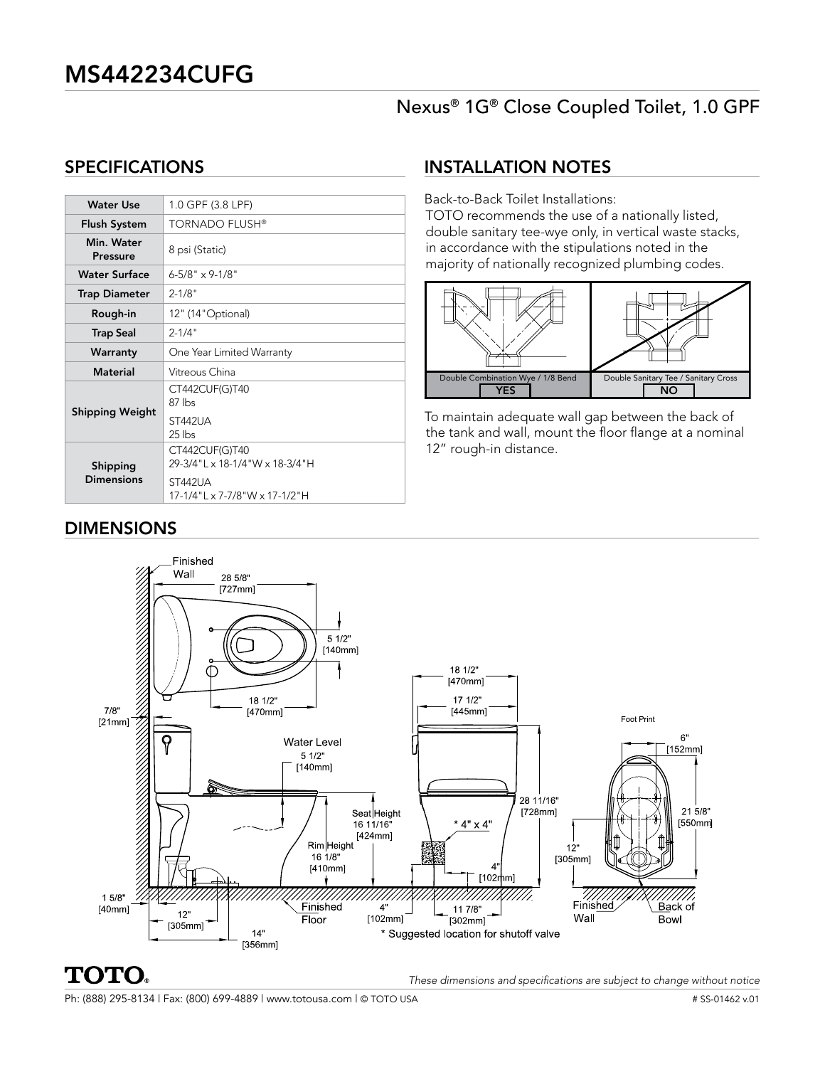# MS442234CUFG

## Nexus® 1G® Close Coupled Toilet, 1.0 GPF

## SPECIFICATIONS

| | |
|---|---|
| **Water Use** | 1.0 GPF (3.8 LPF) |
| **Flush System** | TORNADO FLUSH® |
| **Min. Water Pressure** | 8 psi (Static) |
| **Water Surface** | 6-5/8" x 9-1/8" |
| **Trap Diameter** | 2-1/8" |
| **Rough-in** | 12" (14"Optional) |
| **Trap Seal** | 2-1/4" |
| **Warranty** | One Year Limited Warranty |
| **Material** | Vitreous China |
| **Shipping Weight** | CT442CUF(G)T40 87 lbs |
| | ST442UA 25 lbs |
| **Shipping Dimensions** | CT442CUF(G)T40 29-3/4"L x 18-1/4"W x 18-3/4"H |
| | ST442UA 17-1/4"L x 7-7/8"W x 17-1/2"H |

## INSTALLATION NOTES

Back-to-Back Toilet Installations:
TOTO recommends the use of a nationally listed, double sanitary tee-wye only, in vertical waste stacks, in accordance with the stipulations noted in the majority of nationally recognized plumbing codes.

Double Combination Wye / 1/8 Bend
YES

Double Sanitary Tee / Sanitary Cross
NO

To maintain adequate wall gap between the back of the tank and wall, mount the floor flange at a nominal 12" rough-in distance.

## DIMENSIONS

Finished Wall
28 5/8" [727mm]
5 1/2" [140mm]
18 1/2" [470mm]
7/8" [21mm]
Water Level
5 1/2" [140mm]
Seat Height 16 11/16" [424mm]
Rim Height 16 1/8" [410mm]
1 5/8" [40mm]
12" [305mm]
14" [356mm]
Finished Floor
18 1/2" [470mm]
17 1/2" [445mm]
28 11/16" [728mm]
* 4" x 4"
4" [102mm]
4" [102mm]
11 7/8" [302mm]
* Suggested location for shutoff valve
Foot Print
6" [152mm]
21 5/8" [550mm]
12" [305mm]
Finished Wall
Back of Bowl

*These dimensions and specifications are subject to change without notice*

Ph: (888) 295-8134 | Fax: (800) 699-4889 | www.totousa.com | © TOTO USA

# SS-01462 v.01